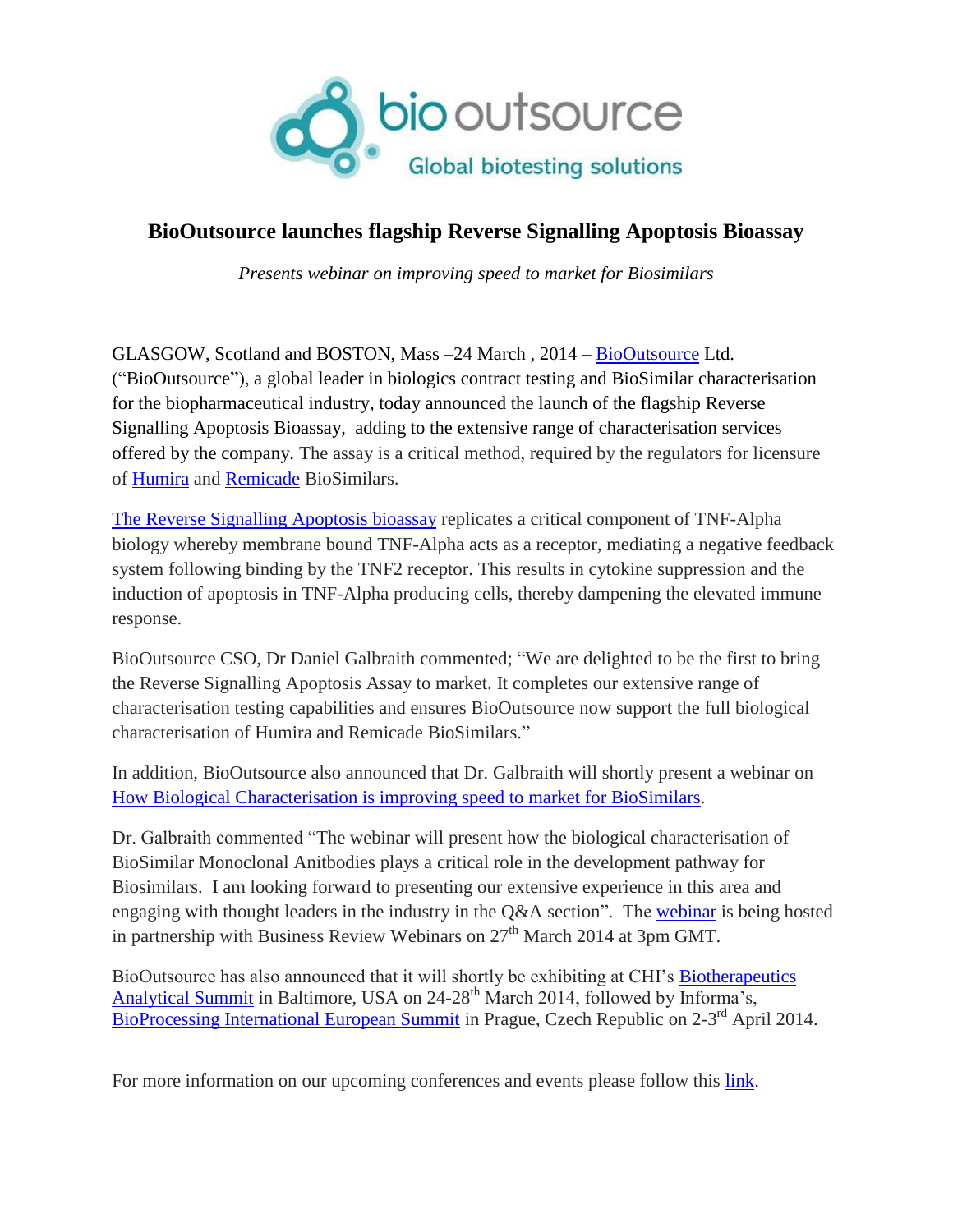bio outsource

Global biotesting solutions

# BioOutsource launches flagship Reverse Signalling Apoptosis Bioassay

*Presents webinar on improving speed to market for Biosimilars*

GLASGOW, Scotland and BOSTON, Mass –24 March , 2014 – BioOutsource Ltd. ("BioOutsource"), a global leader in biologics contract testing and BioSimilar characterisation for the biopharmaceutical industry, today announced the launch of the flagship Reverse Signalling Apoptosis Bioassay, adding to the extensive range of characterisation services offered by the company. The assay is a critical method, required by the regulators for licensure of Humira and Remicade BioSimilars.

The Reverse Signalling Apoptosis bioassay replicates a critical component of TNF-Alpha biology whereby membrane bound TNF-Alpha acts as a receptor, mediating a negative feedback system following binding by the TNF2 receptor. This results in cytokine suppression and the induction of apoptosis in TNF-Alpha producing cells, thereby dampening the elevated immune response.

BioOutsource CSO, Dr Daniel Galbraith commented; "We are delighted to be the first to bring the Reverse Signalling Apoptosis Assay to market. It completes our extensive range of characterisation testing capabilities and ensures BioOutsource now support the full biological characterisation of Humira and Remicade BioSimilars."

In addition, BioOutsource also announced that Dr. Galbraith will shortly present a webinar on How Biological Characterisation is improving speed to market for BioSimilars.

Dr. Galbraith commented "The webinar will present how the biological characterisation of BioSimilar Monoclonal Anitbodies plays a critical role in the development pathway for Biosimilars. I am looking forward to presenting our extensive experience in this area and engaging with thought leaders in the industry in the Q&A section". The webinar is being hosted in partnership with Business Review Webinars on 27th March 2014 at 3pm GMT.

BioOutsource has also announced that it will shortly be exhibiting at CHI's Biotherapeutics Analytical Summit in Baltimore, USA on 24-28th March 2014, followed by Informa's, BioProcessing International European Summit in Prague, Czech Republic on 2-3rd April 2014.

For more information on our upcoming conferences and events please follow this link.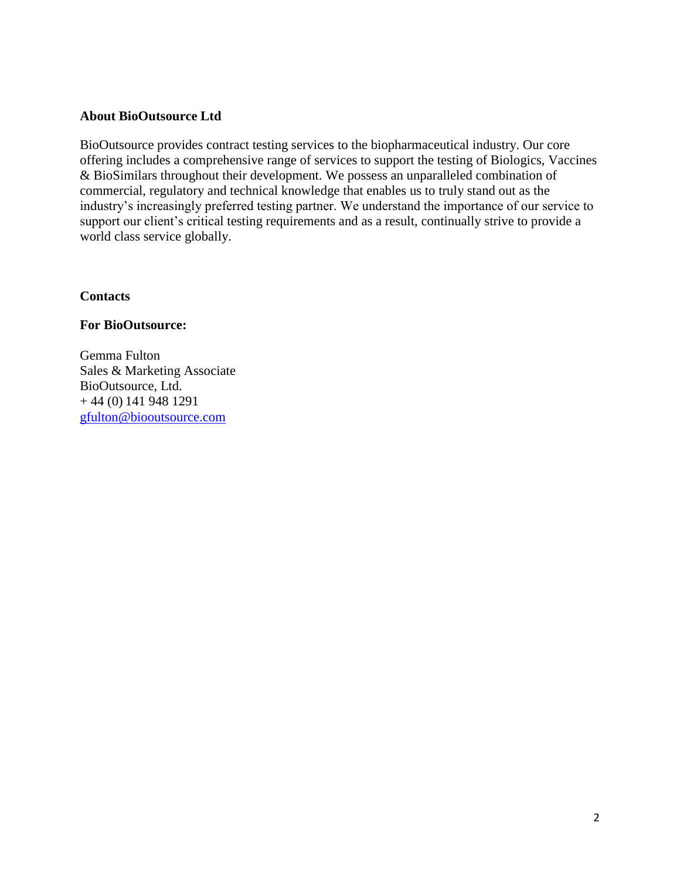**About BioOutsource Ltd**

BioOutsource provides contract testing services to the biopharmaceutical industry. Our core offering includes a comprehensive range of services to support the testing of Biologics, Vaccines & BioSimilars throughout their development. We possess an unparalleled combination of commercial, regulatory and technical knowledge that enables us to truly stand out as the industry's increasingly preferred testing partner. We understand the importance of our service to support our client's critical testing requirements and as a result, continually strive to provide a world class service globally.

**Contacts**

**For BioOutsource:**

Gemma Fulton
Sales & Marketing Associate
BioOutsource, Ltd.
+ 44 (0) 141 948 1291
gfulton@biooutsource.com